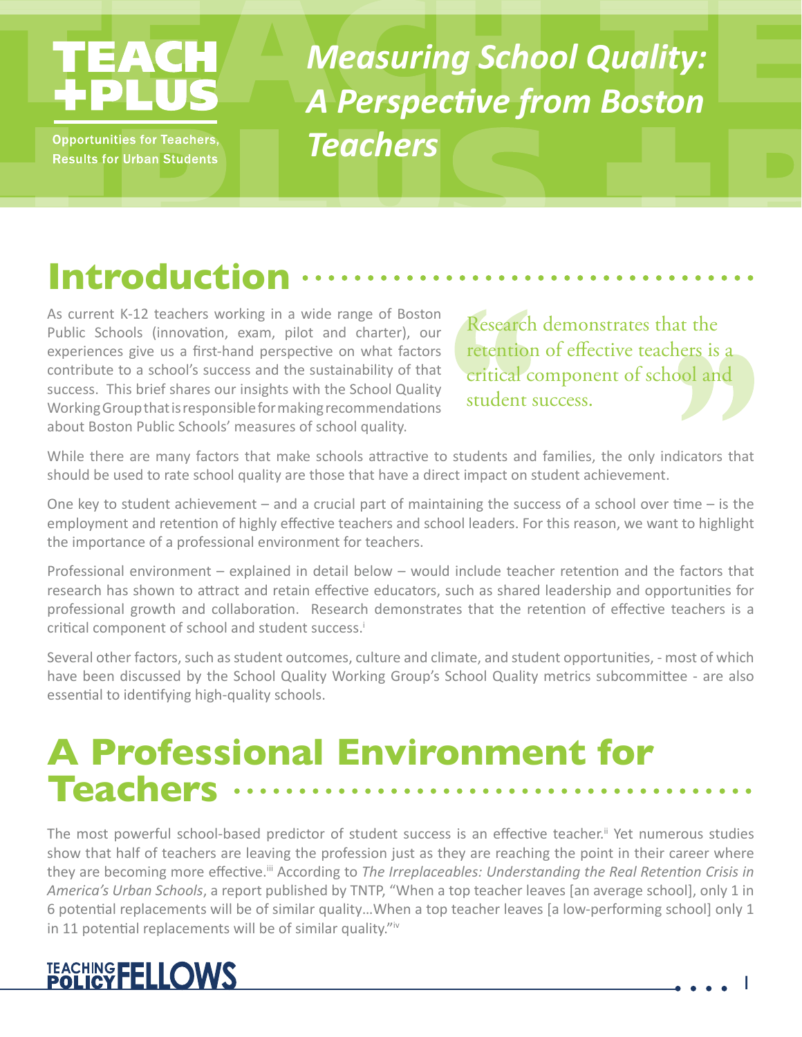TEACH +PLUS

Opportunities for Teachers, Results for Urban Students

# Measuring School Quality: A Perspective from Boston Teachers

## Introduction

As current K-12 teachers working in a wide range of Boston Public Schools (innovation, exam, pilot and charter), our experiences give us a first-hand perspective on what factors contribute to a school's success and the sustainability of that success. This brief shares our insights with the School Quality Working Group that is responsible for making recommendations about Boston Public Schools' measures of school quality.

> Research demonstrates that the retention of effective teachers is a critical component of school and student success.

While there are many factors that make schools attractive to students and families, the only indicators that should be used to rate school quality are those that have a direct impact on student achievement.

One key to student achievement – and a crucial part of maintaining the success of a school over time – is the employment and retention of highly effective teachers and school leaders. For this reason, we want to highlight the importance of a professional environment for teachers.

Professional environment – explained in detail below – would include teacher retention and the factors that research has shown to attract and retain effective educators, such as shared leadership and opportunities for professional growth and collaboration. Research demonstrates that the retention of effective teachers is a critical component of school and student success.[i]

Several other factors, such as student outcomes, culture and climate, and student opportunities, - most of which have been discussed by the School Quality Working Group's School Quality metrics subcommittee - are also essential to identifying high-quality schools.

## A Professional Environment for Teachers

The most powerful school-based predictor of student success is an effective teacher.[ii] Yet numerous studies show that half of teachers are leaving the profession just as they are reaching the point in their career where they are becoming more effective.[iii] According to *The Irreplaceables: Understanding the Real Retention Crisis in America's Urban Schools*, a report published by TNTP, "When a top teacher leaves [an average school], only 1 in 6 potential replacements will be of similar quality…When a top teacher leaves [a low-performing school] only 1 in 11 potential replacements will be of similar quality."[iv]

TEACHING POLICY FELLOWS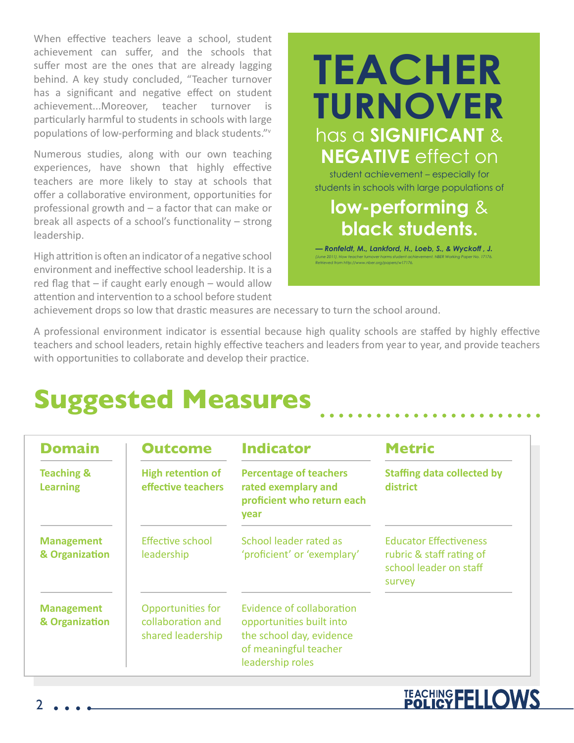When effective teachers leave a school, student achievement can suffer, and the schools that suffer most are the ones that are already lagging behind. A key study concluded, "Teacher turnover has a significant and negative effect on student achievement...Moreover, teacher turnover is particularly harmful to students in schools with large populations of low-performing and black students."[v]

Numerous studies, along with our own teaching experiences, have shown that highly effective teachers are more likely to stay at schools that offer a collaborative environment, opportunities for professional growth and – a factor that can make or break all aspects of a school's functionality – strong leadership.

High attrition is often an indicator of a negative school environment and ineffective school leadership. It is a red flag that – if caught early enough – would allow attention and intervention to a school before student achievement drops so low that drastic measures are necessary to turn the school around.

> **TEACHER TURNOVER** has a **SIGNIFICANT** & **NEGATIVE** effect on student achievement – especially for students in schools with large populations of **low-performing** & **black students.**
>
> ***— Ronfeldt, M., Lankford, H., Loeb, S., & Wyckoff , J.***
> (June 2011). *How teacher turnover harms student achievement*. NBER Working Paper No. 17176. Retrieved from http://www.nber.org/papers/w17176.

A professional environment indicator is essential because high quality schools are staffed by highly effective teachers and school leaders, retain highly effective teachers and leaders from year to year, and provide teachers with opportunities to collaborate and develop their practice.

# Suggested Measures

| Domain | Outcome | Indicator | Metric |
|---|---|---|---|
| **Teaching & Learning** | **High retention of effective teachers** | **Percentage of teachers rated exemplary and proficient who return each year** | **Staffing data collected by district** |
| **Management & Organization** | Effective school leadership | School leader rated as 'proficient' or 'exemplary' | Educator Effectiveness rubric & staff rating of school leader on staff survey |
| **Management & Organization** | Opportunities for collaboration and shared leadership | Evidence of collaboration opportunities built into the school day, evidence of meaningful teacher leadership roles | |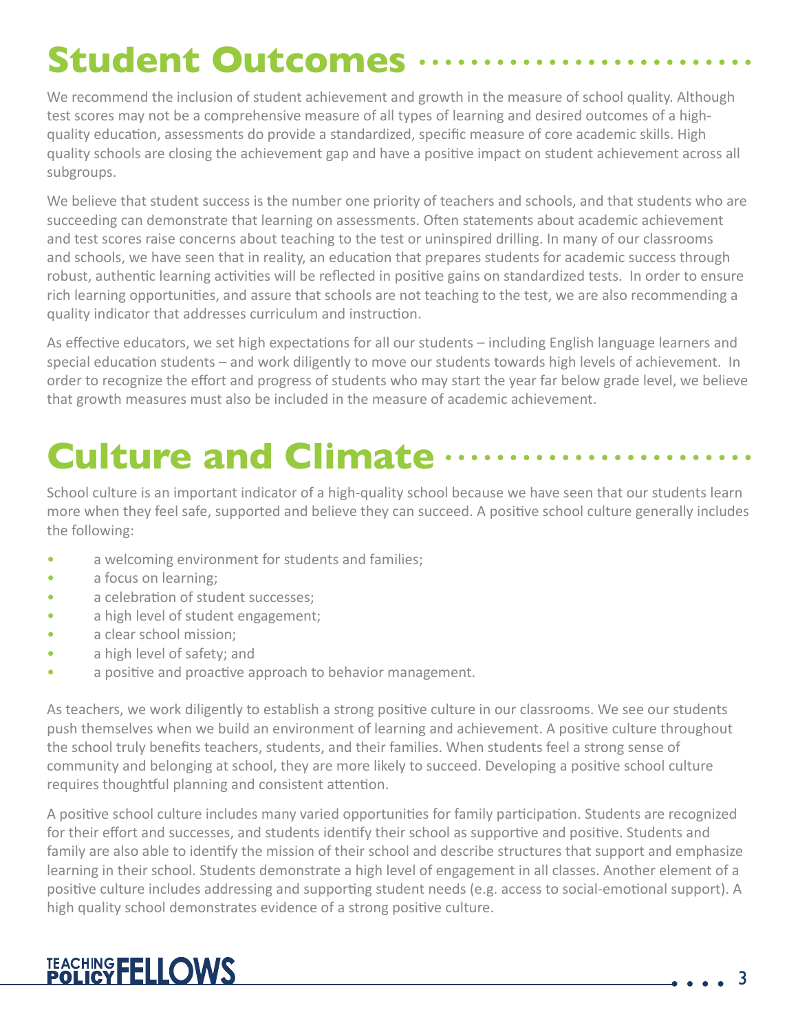## Student Outcomes

We recommend the inclusion of student achievement and growth in the measure of school quality. Although test scores may not be a comprehensive measure of all types of learning and desired outcomes of a high-quality education, assessments do provide a standardized, specific measure of core academic skills. High quality schools are closing the achievement gap and have a positive impact on student achievement across all subgroups.

We believe that student success is the number one priority of teachers and schools, and that students who are succeeding can demonstrate that learning on assessments. Often statements about academic achievement and test scores raise concerns about teaching to the test or uninspired drilling. In many of our classrooms and schools, we have seen that in reality, an education that prepares students for academic success through robust, authentic learning activities will be reflected in positive gains on standardized tests. In order to ensure rich learning opportunities, and assure that schools are not teaching to the test, we are also recommending a quality indicator that addresses curriculum and instruction.

As effective educators, we set high expectations for all our students – including English language learners and special education students – and work diligently to move our students towards high levels of achievement. In order to recognize the effort and progress of students who may start the year far below grade level, we believe that growth measures must also be included in the measure of academic achievement.

## Culture and Climate

School culture is an important indicator of a high-quality school because we have seen that our students learn more when they feel safe, supported and believe they can succeed. A positive school culture generally includes the following:

- a welcoming environment for students and families;
- a focus on learning;
- a celebration of student successes;
- a high level of student engagement;
- a clear school mission;
- a high level of safety; and
- a positive and proactive approach to behavior management.

As teachers, we work diligently to establish a strong positive culture in our classrooms. We see our students push themselves when we build an environment of learning and achievement. A positive culture throughout the school truly benefits teachers, students, and their families. When students feel a strong sense of community and belonging at school, they are more likely to succeed. Developing a positive school culture requires thoughtful planning and consistent attention.

A positive school culture includes many varied opportunities for family participation. Students are recognized for their effort and successes, and students identify their school as supportive and positive. Students and family are also able to identify the mission of their school and describe structures that support and emphasize learning in their school. Students demonstrate a high level of engagement in all classes. Another element of a positive culture includes addressing and supporting student needs (e.g. access to social-emotional support). A high quality school demonstrates evidence of a strong positive culture.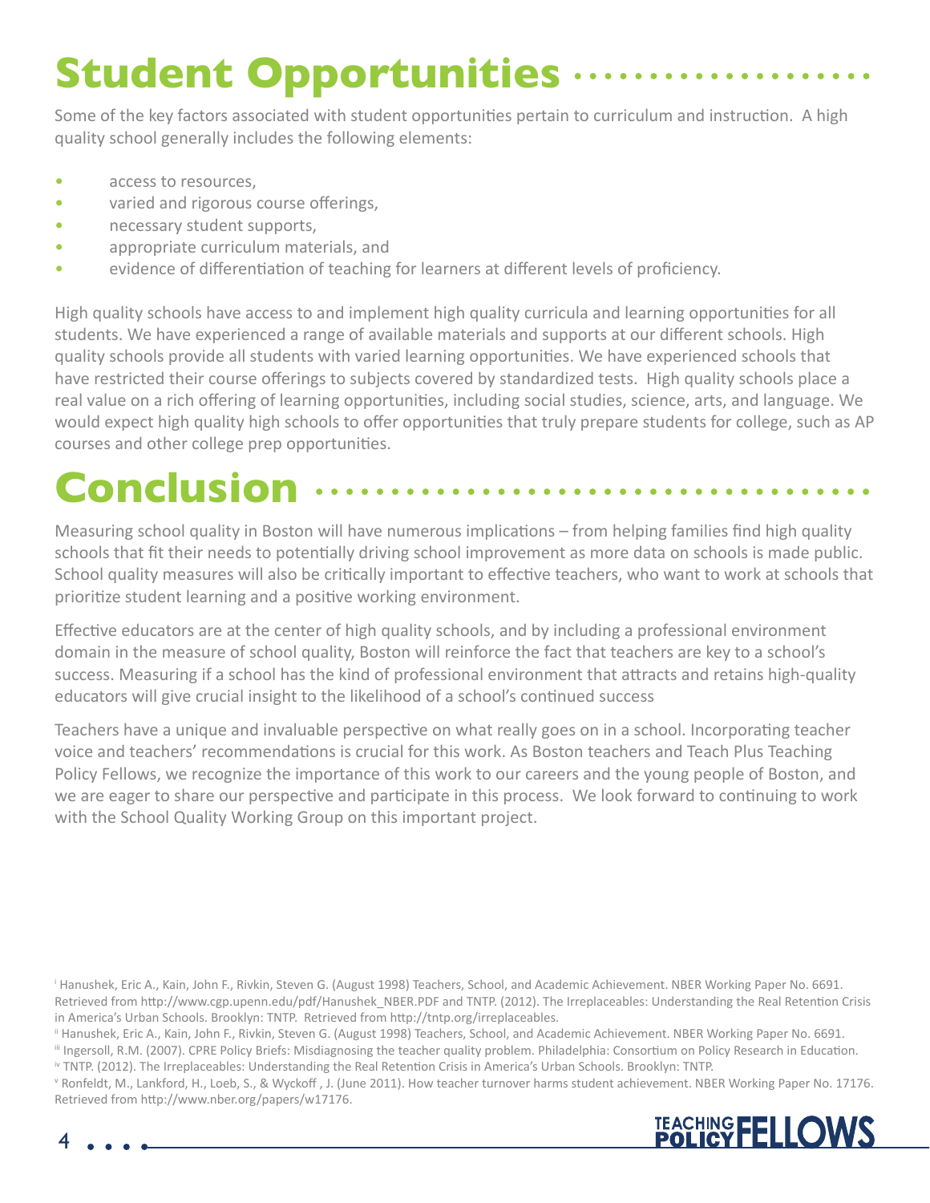# Student Opportunities

Some of the key factors associated with student opportunities pertain to curriculum and instruction. A high quality school generally includes the following elements:

- access to resources,
- varied and rigorous course offerings,
- necessary student supports,
- appropriate curriculum materials, and
- evidence of differentiation of teaching for learners at different levels of proficiency.

High quality schools have access to and implement high quality curricula and learning opportunities for all students. We have experienced a range of available materials and supports at our different schools. High quality schools provide all students with varied learning opportunities. We have experienced schools that have restricted their course offerings to subjects covered by standardized tests. High quality schools place a real value on a rich offering of learning opportunities, including social studies, science, arts, and language. We would expect high quality high schools to offer opportunities that truly prepare students for college, such as AP courses and other college prep opportunities.

# Conclusion

Measuring school quality in Boston will have numerous implications – from helping families find high quality schools that fit their needs to potentially driving school improvement as more data on schools is made public. School quality measures will also be critically important to effective teachers, who want to work at schools that prioritize student learning and a positive working environment.

Effective educators are at the center of high quality schools, and by including a professional environment domain in the measure of school quality, Boston will reinforce the fact that teachers are key to a school's success. Measuring if a school has the kind of professional environment that attracts and retains high-quality educators will give crucial insight to the likelihood of a school's continued success

Teachers have a unique and invaluable perspective on what really goes on in a school. Incorporating teacher voice and teachers' recommendations is crucial for this work. As Boston teachers and Teach Plus Teaching Policy Fellows, we recognize the importance of this work to our careers and the young people of Boston, and we are eager to share our perspective and participate in this process. We look forward to continuing to work with the School Quality Working Group on this important project.

[i] Hanushek, Eric A., Kain, John F., Rivkin, Steven G. (August 1998) Teachers, School, and Academic Achievement. NBER Working Paper No. 6691. Retrieved from http://www.cgp.upenn.edu/pdf/Hanushek_NBER.PDF and TNTP. (2012). The Irreplaceables: Understanding the Real Retention Crisis in America's Urban Schools. Brooklyn: TNTP. Retrieved from http://tntp.org/irreplaceables.

[ii] Hanushek, Eric A., Kain, John F., Rivkin, Steven G. (August 1998) Teachers, School, and Academic Achievement. NBER Working Paper No. 6691.

[iii] Ingersoll, R.M. (2007). CPRE Policy Briefs: Misdiagnosing the teacher quality problem. Philadelphia: Consortium on Policy Research in Education.

[iv] TNTP. (2012). The Irreplaceables: Understanding the Real Retention Crisis in America's Urban Schools. Brooklyn: TNTP.

[v] Ronfeldt, M., Lankford, H., Loeb, S., & Wyckoff , J. (June 2011). How teacher turnover harms student achievement. NBER Working Paper No. 17176. Retrieved from http://www.nber.org/papers/w17176.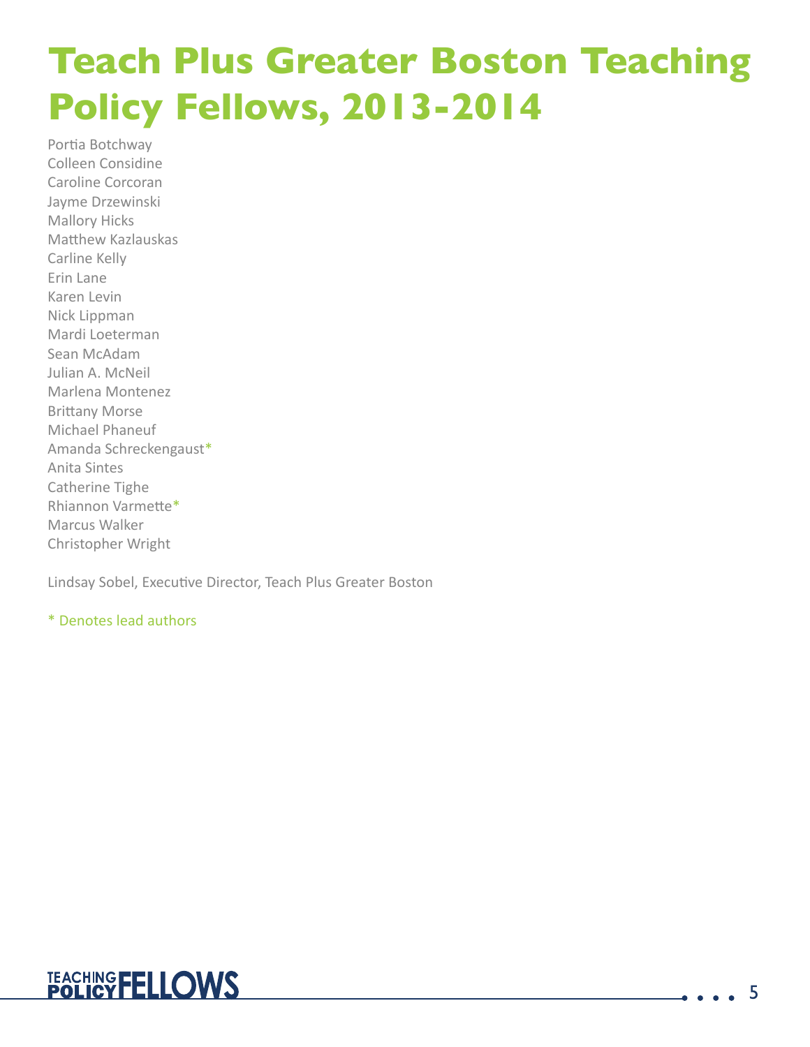# Teach Plus Greater Boston Teaching Policy Fellows, 2013-2014

Portia Botchway
Colleen Considine
Caroline Corcoran
Jayme Drzewinski
Mallory Hicks
Matthew Kazlauskas
Carline Kelly
Erin Lane
Karen Levin
Nick Lippman
Mardi Loeterman
Sean McAdam
Julian A. McNeil
Marlena Montenez
Brittany Morse
Michael Phaneuf
Amanda Schreckengaust*
Anita Sintes
Catherine Tighe
Rhiannon Varmette*
Marcus Walker
Christopher Wright

Lindsay Sobel, Executive Director, Teach Plus Greater Boston

* Denotes lead authors